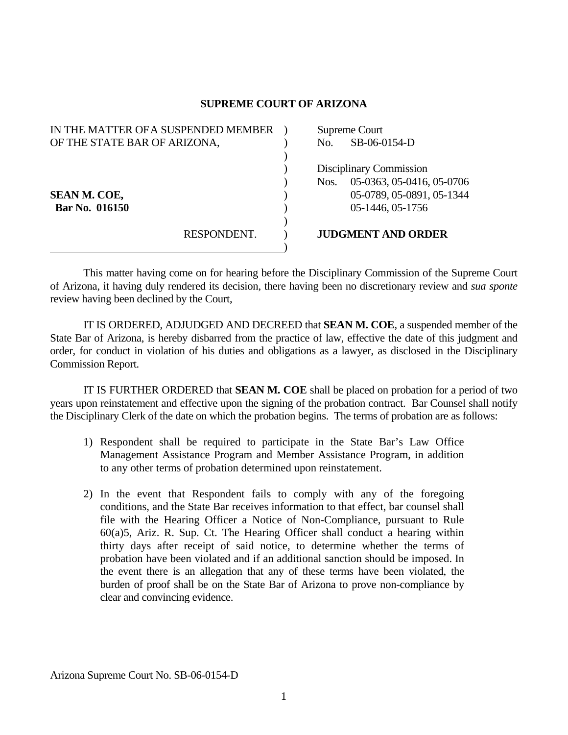# SUPREME COURT OF ARIZONA

IN THE MATTER OF A SUSPENDED MEMBER OF THE STATE BAR OF ARIZONA,

**SEAN M. COE,**
**Bar No. 016150**

RESPONDENT.

Supreme Court
No. SB-06-0154-D

Disciplinary Commission
Nos. 05-0363, 05-0416, 05-0706
05-0789, 05-0891, 05-1344
05-1446, 05-1756

**JUDGMENT AND ORDER**

This matter having come on for hearing before the Disciplinary Commission of the Supreme Court of Arizona, it having duly rendered its decision, there having been no discretionary review and *sua sponte* review having been declined by the Court,

IT IS ORDERED, ADJUDGED AND DECREED that **SEAN M. COE**, a suspended member of the State Bar of Arizona, is hereby disbarred from the practice of law, effective the date of this judgment and order, for conduct in violation of his duties and obligations as a lawyer, as disclosed in the Disciplinary Commission Report.

IT IS FURTHER ORDERED that **SEAN M. COE** shall be placed on probation for a period of two years upon reinstatement and effective upon the signing of the probation contract. Bar Counsel shall notify the Disciplinary Clerk of the date on which the probation begins. The terms of probation are as follows:

1) Respondent shall be required to participate in the State Bar's Law Office Management Assistance Program and Member Assistance Program, in addition to any other terms of probation determined upon reinstatement.

2) In the event that Respondent fails to comply with any of the foregoing conditions, and the State Bar receives information to that effect, bar counsel shall file with the Hearing Officer a Notice of Non-Compliance, pursuant to Rule 60(a)5, Ariz. R. Sup. Ct. The Hearing Officer shall conduct a hearing within thirty days after receipt of said notice, to determine whether the terms of probation have been violated and if an additional sanction should be imposed. In the event there is an allegation that any of these terms have been violated, the burden of proof shall be on the State Bar of Arizona to prove non-compliance by clear and convincing evidence.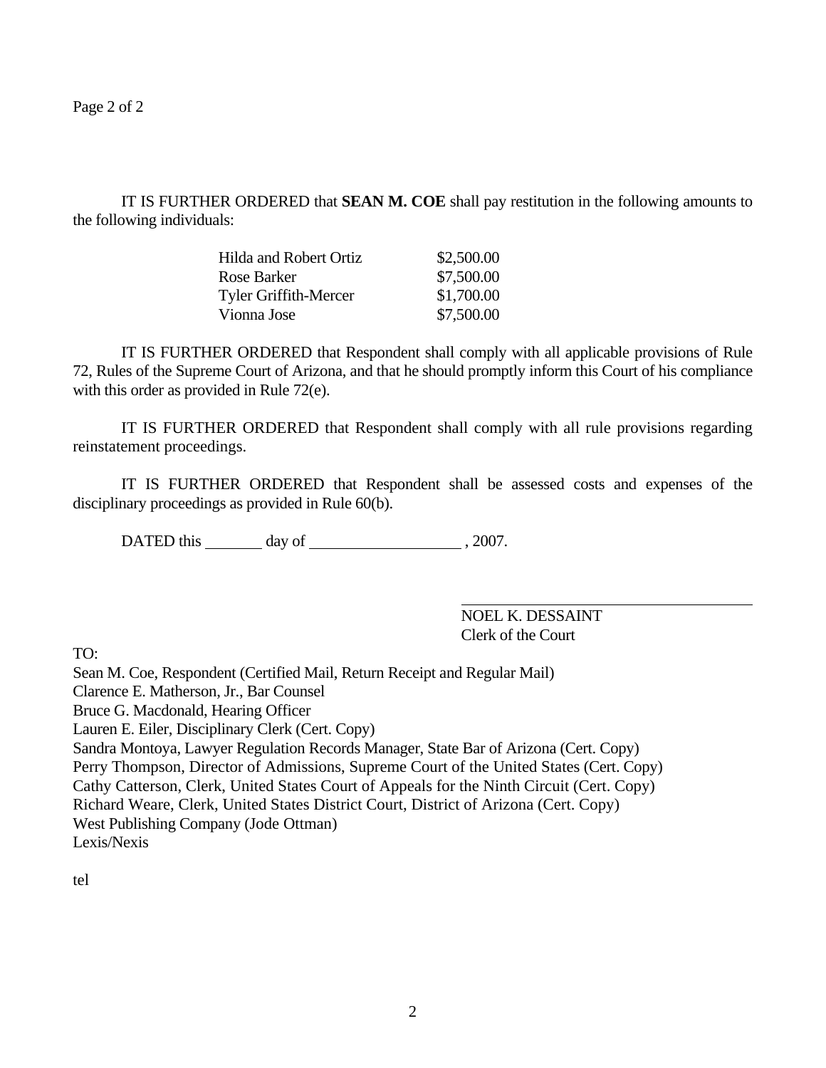IT IS FURTHER ORDERED that **SEAN M. COE** shall pay restitution in the following amounts to the following individuals:

| | |
|---|---|
| Hilda and Robert Ortiz | $2,500.00 |
| Rose Barker | $7,500.00 |
| Tyler Griffith-Mercer | $1,700.00 |
| Vionna Jose | $7,500.00 |

IT IS FURTHER ORDERED that Respondent shall comply with all applicable provisions of Rule 72, Rules of the Supreme Court of Arizona, and that he should promptly inform this Court of his compliance with this order as provided in Rule 72(e).

IT IS FURTHER ORDERED that Respondent shall comply with all rule provisions regarding reinstatement proceedings.

IT IS FURTHER ORDERED that Respondent shall be assessed costs and expenses of the disciplinary proceedings as provided in Rule 60(b).

DATED this ________ day of ____________________ , 2007.

NOEL K. DESSAINT
Clerk of the Court

TO:

Sean M. Coe, Respondent (Certified Mail, Return Receipt and Regular Mail)
Clarence E. Matherson, Jr., Bar Counsel
Bruce G. Macdonald, Hearing Officer
Lauren E. Eiler, Disciplinary Clerk (Cert. Copy)
Sandra Montoya, Lawyer Regulation Records Manager, State Bar of Arizona (Cert. Copy)
Perry Thompson, Director of Admissions, Supreme Court of the United States (Cert. Copy)
Cathy Catterson, Clerk, United States Court of Appeals for the Ninth Circuit (Cert. Copy)
Richard Weare, Clerk, United States District Court, District of Arizona (Cert. Copy)
West Publishing Company (Jode Ottman)
Lexis/Nexis

tel